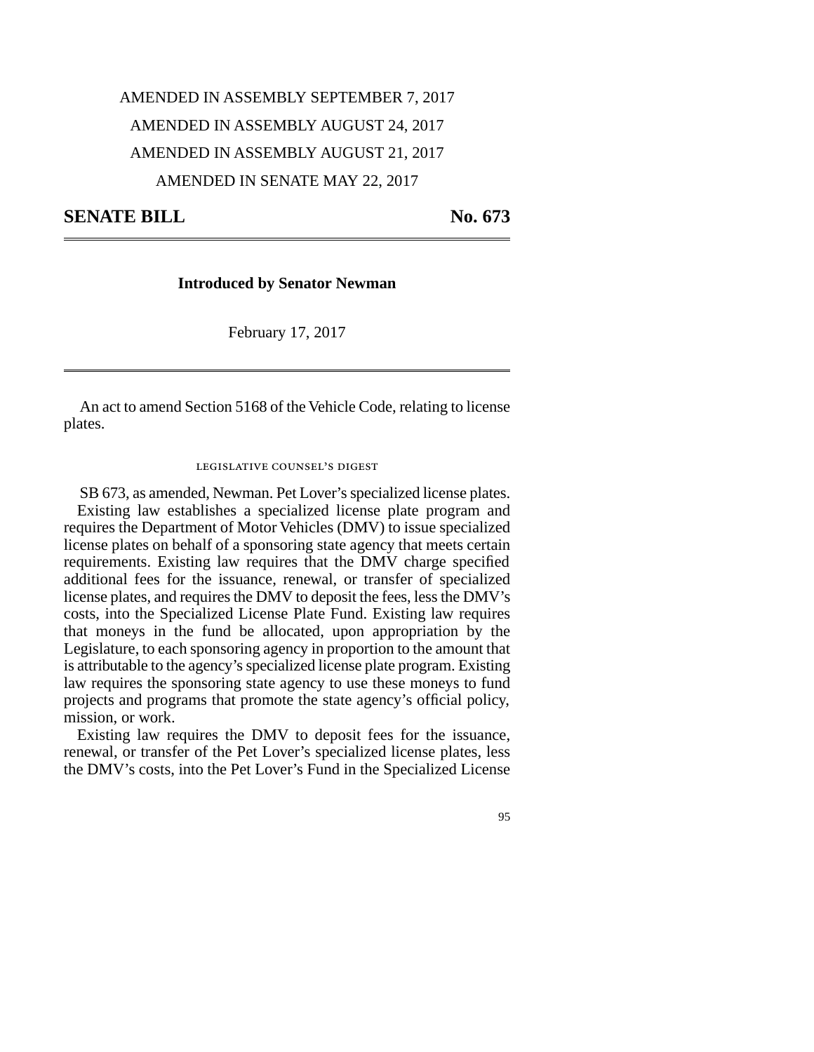AMENDED IN ASSEMBLY SEPTEMBER 7, 2017

AMENDED IN ASSEMBLY AUGUST 24, 2017

AMENDED IN ASSEMBLY AUGUST 21, 2017

AMENDED IN SENATE MAY 22, 2017

# SENATE BILL No. 673

**Introduced by Senator Newman**

February 17, 2017

An act to amend Section 5168 of the Vehicle Code, relating to license plates.

LEGISLATIVE COUNSEL'S DIGEST

SB 673, as amended, Newman. Pet Lover's specialized license plates.

Existing law establishes a specialized license plate program and requires the Department of Motor Vehicles (DMV) to issue specialized license plates on behalf of a sponsoring state agency that meets certain requirements. Existing law requires that the DMV charge specified additional fees for the issuance, renewal, or transfer of specialized license plates, and requires the DMV to deposit the fees, less the DMV's costs, into the Specialized License Plate Fund. Existing law requires that moneys in the fund be allocated, upon appropriation by the Legislature, to each sponsoring agency in proportion to the amount that is attributable to the agency's specialized license plate program. Existing law requires the sponsoring state agency to use these moneys to fund projects and programs that promote the state agency's official policy, mission, or work.

Existing law requires the DMV to deposit fees for the issuance, renewal, or transfer of the Pet Lover's specialized license plates, less the DMV's costs, into the Pet Lover's Fund in the Specialized License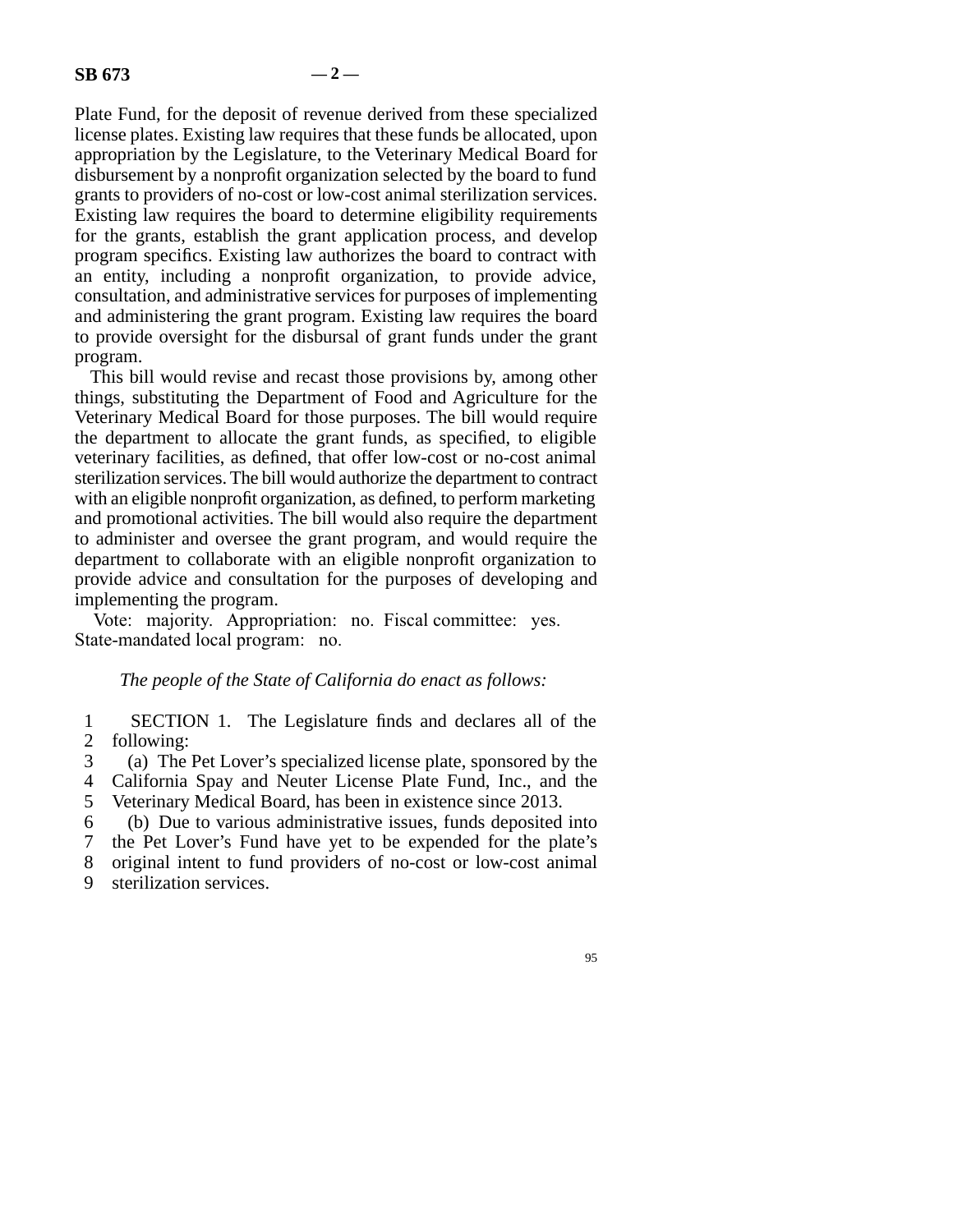Plate Fund, for the deposit of revenue derived from these specialized license plates. Existing law requires that these funds be allocated, upon appropriation by the Legislature, to the Veterinary Medical Board for disbursement by a nonprofit organization selected by the board to fund grants to providers of no-cost or low-cost animal sterilization services. Existing law requires the board to determine eligibility requirements for the grants, establish the grant application process, and develop program specifics. Existing law authorizes the board to contract with an entity, including a nonprofit organization, to provide advice, consultation, and administrative services for purposes of implementing and administering the grant program. Existing law requires the board to provide oversight for the disbursal of grant funds under the grant program.

This bill would revise and recast those provisions by, among other things, substituting the Department of Food and Agriculture for the Veterinary Medical Board for those purposes. The bill would require the department to allocate the grant funds, as specified, to eligible veterinary facilities, as defined, that offer low-cost or no-cost animal sterilization services. The bill would authorize the department to contract with an eligible nonprofit organization, as defined, to perform marketing and promotional activities. The bill would also require the department to administer and oversee the grant program, and would require the department to collaborate with an eligible nonprofit organization to provide advice and consultation for the purposes of developing and implementing the program.

Vote: majority. Appropriation: no. Fiscal committee: yes. State-mandated local program: no.

*The people of the State of California do enact as follows:*

1 SECTION 1. The Legislature finds and declares all of the
2 following:
3 (a) The Pet Lover's specialized license plate, sponsored by the
4 California Spay and Neuter License Plate Fund, Inc., and the
5 Veterinary Medical Board, has been in existence since 2013.
6 (b) Due to various administrative issues, funds deposited into
7 the Pet Lover's Fund have yet to be expended for the plate's
8 original intent to fund providers of no-cost or low-cost animal
9 sterilization services.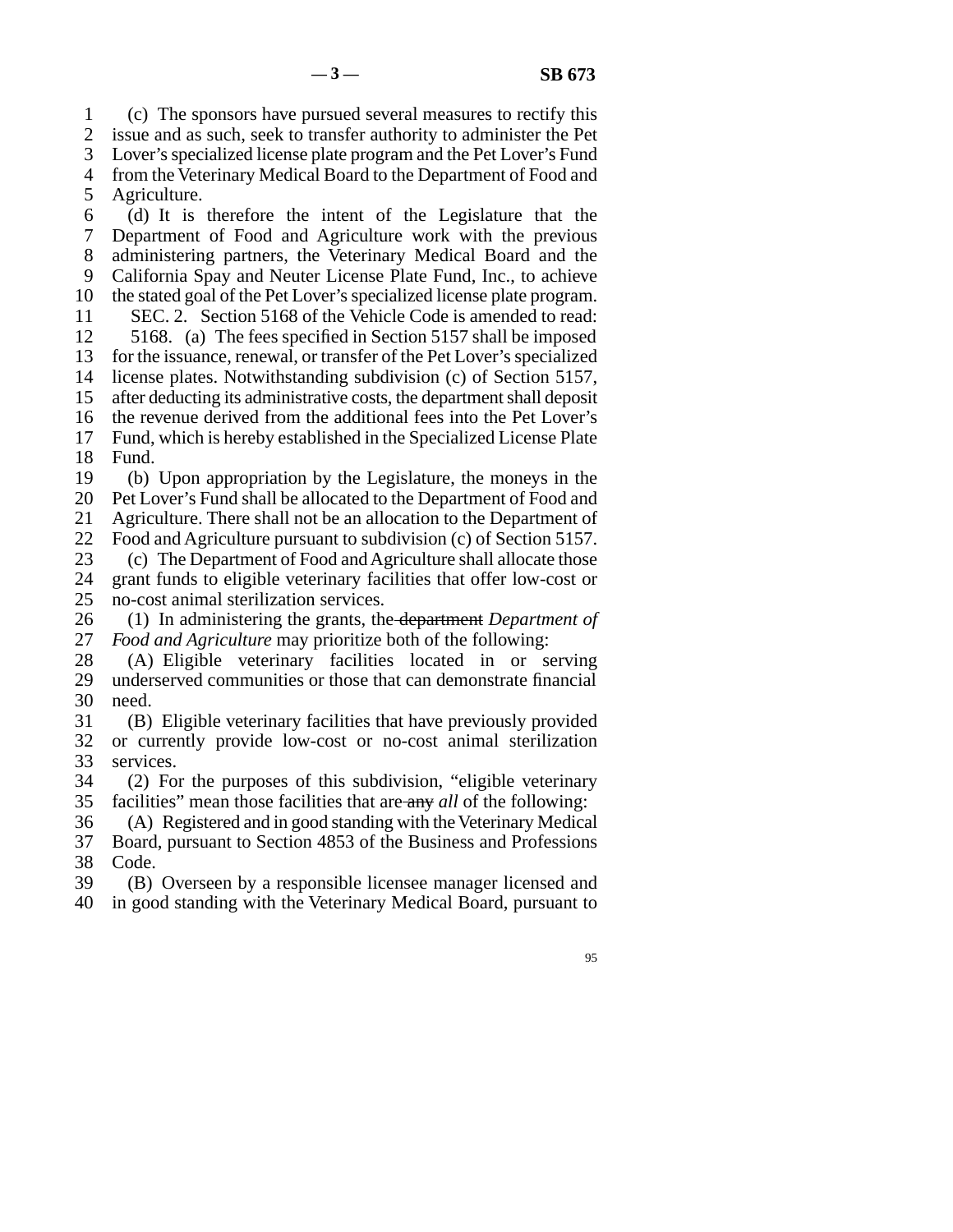(c) The sponsors have pursued several measures to rectify this issue and as such, seek to transfer authority to administer the Pet Lover's specialized license plate program and the Pet Lover's Fund from the Veterinary Medical Board to the Department of Food and Agriculture.

(d) It is therefore the intent of the Legislature that the Department of Food and Agriculture work with the previous administering partners, the Veterinary Medical Board and the California Spay and Neuter License Plate Fund, Inc., to achieve the stated goal of the Pet Lover's specialized license plate program.

SEC. 2. Section 5168 of the Vehicle Code is amended to read:

5168. (a) The fees specified in Section 5157 shall be imposed for the issuance, renewal, or transfer of the Pet Lover's specialized license plates. Notwithstanding subdivision (c) of Section 5157, after deducting its administrative costs, the department shall deposit the revenue derived from the additional fees into the Pet Lover's Fund, which is hereby established in the Specialized License Plate Fund.

(b) Upon appropriation by the Legislature, the moneys in the Pet Lover's Fund shall be allocated to the Department of Food and Agriculture. There shall not be an allocation to the Department of Food and Agriculture pursuant to subdivision (c) of Section 5157.

(c) The Department of Food and Agriculture shall allocate those grant funds to eligible veterinary facilities that offer low-cost or no-cost animal sterilization services.

(1) In administering the grants, the ~~department~~ *Department of Food and Agriculture* may prioritize both of the following:

(A) Eligible veterinary facilities located in or serving underserved communities or those that can demonstrate financial need.

(B) Eligible veterinary facilities that have previously provided or currently provide low-cost or no-cost animal sterilization services.

(2) For the purposes of this subdivision, "eligible veterinary facilities" mean those facilities that are ~~any~~ *all* of the following:

(A) Registered and in good standing with the Veterinary Medical Board, pursuant to Section 4853 of the Business and Professions Code.

(B) Overseen by a responsible licensee manager licensed and in good standing with the Veterinary Medical Board, pursuant to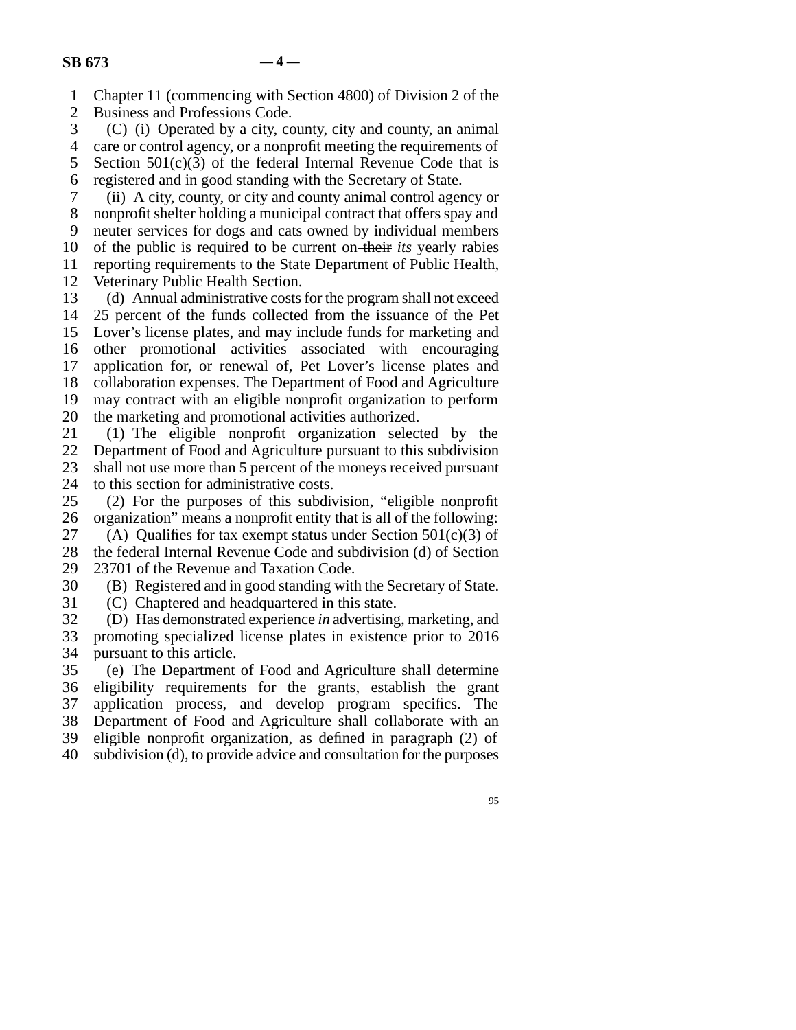Chapter 11 (commencing with Section 4800) of Division 2 of the Business and Professions Code.

(C) (i) Operated by a city, county, city and county, an animal care or control agency, or a nonprofit meeting the requirements of Section 501(c)(3) of the federal Internal Revenue Code that is registered and in good standing with the Secretary of State.

(ii) A city, county, or city and county animal control agency or nonprofit shelter holding a municipal contract that offers spay and neuter services for dogs and cats owned by individual members of the public is required to be current on ~~their~~ *its* yearly rabies reporting requirements to the State Department of Public Health, Veterinary Public Health Section.

(d) Annual administrative costs for the program shall not exceed 25 percent of the funds collected from the issuance of the Pet Lover's license plates, and may include funds for marketing and other promotional activities associated with encouraging application for, or renewal of, Pet Lover's license plates and collaboration expenses. The Department of Food and Agriculture may contract with an eligible nonprofit organization to perform the marketing and promotional activities authorized.

(1) The eligible nonprofit organization selected by the Department of Food and Agriculture pursuant to this subdivision shall not use more than 5 percent of the moneys received pursuant to this section for administrative costs.

(2) For the purposes of this subdivision, "eligible nonprofit organization" means a nonprofit entity that is all of the following:

(A) Qualifies for tax exempt status under Section 501(c)(3) of the federal Internal Revenue Code and subdivision (d) of Section 23701 of the Revenue and Taxation Code.

(B) Registered and in good standing with the Secretary of State.

(C) Chaptered and headquartered in this state.

(D) Has demonstrated experience *in* advertising, marketing, and promoting specialized license plates in existence prior to 2016 pursuant to this article.

(e) The Department of Food and Agriculture shall determine eligibility requirements for the grants, establish the grant application process, and develop program specifics. The Department of Food and Agriculture shall collaborate with an eligible nonprofit organization, as defined in paragraph (2) of subdivision (d), to provide advice and consultation for the purposes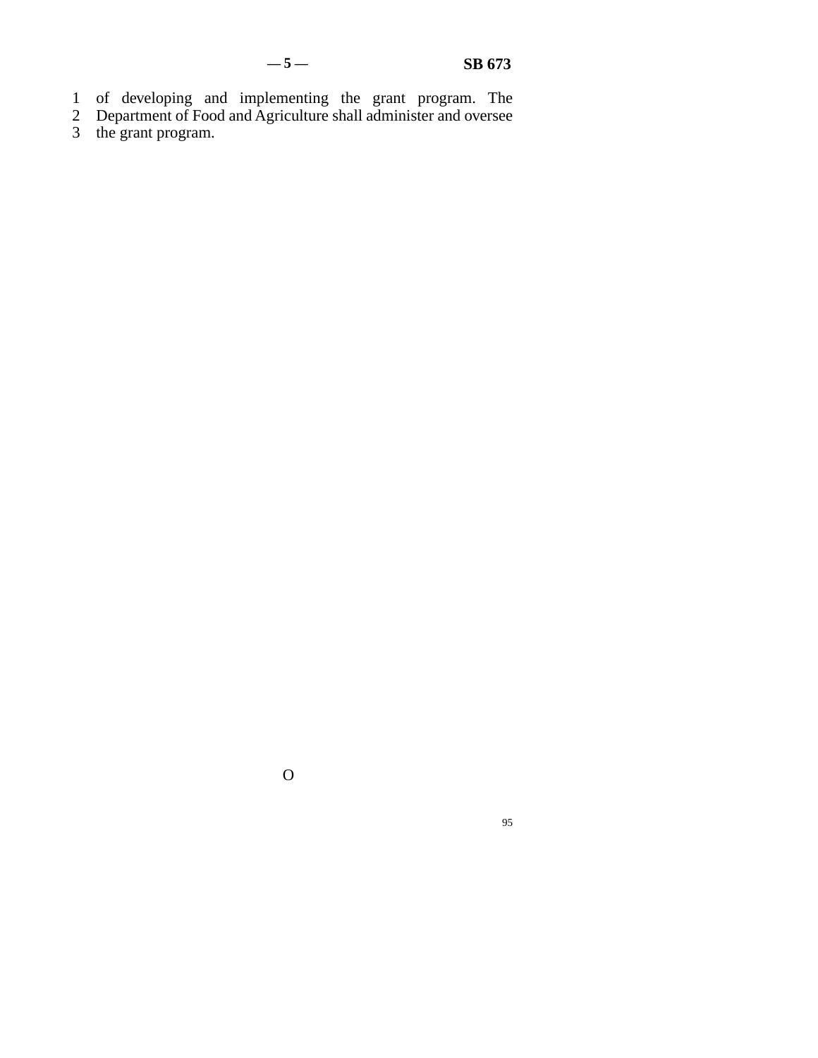of developing and implementing the grant program. The Department of Food and Agriculture shall administer and oversee the grant program.

O